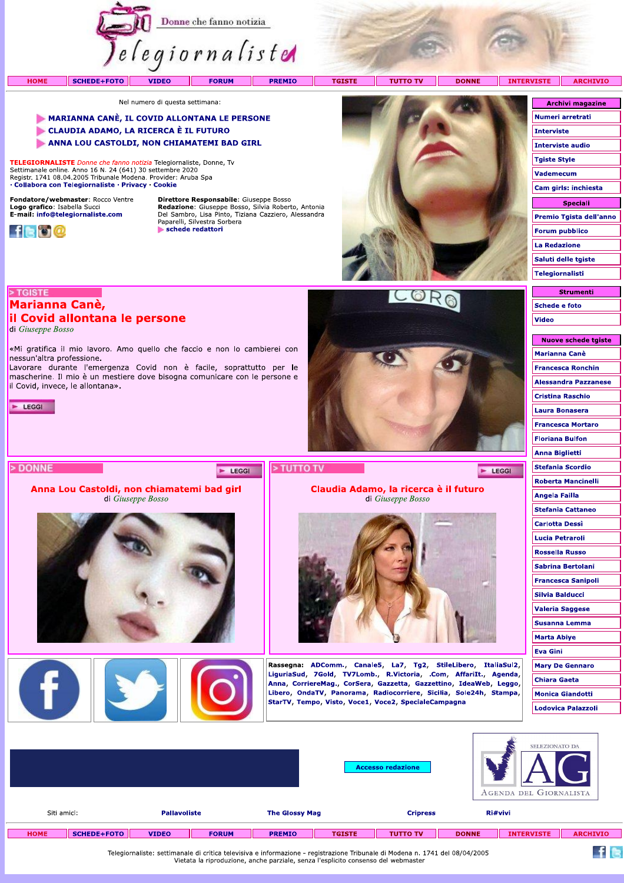# Telegiornaliste

Donne che fanno notizia

HOME | SCHEDE+FOTO | VIDEO | FORUM | PREMIO | TGISTE | TUTTO TV | DONNE | INTERVISTE | ARCHIVIO

Nel numero di questa settimana:

- **MARIANNA CANÈ, IL COVID ALLONTANA LE PERSONE**
- **CLAUDIA ADAMO, LA RICERCA È IL FUTURO**
- **ANNA LOU CASTOLDI, NON CHIAMATEMI BAD GIRL**

**TELEGIORNALISTE** *Donne che fanno notizia* Telegiornaliste, Donne, Tv
Settimanale online. Anno 16 N. 24 (641) 30 settembre 2020
Registr. 1741 08.04.2005 Tribunale Modena. Provider: Aruba Spa
· Collabora con Telegiornaliste · Privacy · Cookie

**Fondatore/webmaster**: Rocco Ventre
**Logo grafico**: Isabella Succi
**E-mail**: info@telegiornaliste.com

**Direttore Responsabile**: Giuseppe Bosso
**Redazione**: Giuseppe Bosso, Silvia Roberto, Antonia Del Sambro, Lisa Pinto, Tiziana Cazziero, Alessandra Paparelli, Silvestra Sorbera
schede redattori

**Archivi magazine**
- Numeri arretrati
- Interviste
- Interviste audio
- Tgiste Style
- Vademecum
- Cam girls: inchiesta

**Speciali**
- Premio Tgista dell'anno
- Forum pubblico
- La Redazione
- Saluti delle tgiste
- Telegiornalisti

**Strumenti**
- Schede e foto
- Video

**Nuove schede tgiste**
- Marianna Canè
- Francesca Ronchin
- Alessandra Pazzanese
- Cristina Raschio
- Laura Bonasera
- Francesca Mortaro
- Floriana Bulfon
- Anna Biglietti
- Stefania Scordio
- Roberta Mancinelli
- Angela Failla
- Stefania Cattaneo
- Carlotta Dessì
- Lucia Petraroli
- Rossella Russo
- Sabrina Bertolani
- Francesca Sanipoli
- Silvia Balducci
- Valeria Saggese
- Susanna Lemma
- Marta Abiye
- Eva Gini
- Mary De Gennaro
- Chiara Gaeta
- Monica Giandotti
- Lodovica Palazzoli

## > TGISTE

## Marianna Canè, il Covid allontana le persone

di *Giuseppe Bosso*

«Mi gratifica il mio lavoro. Amo quello che faccio e non lo cambierei con nessun'altra professione.
Lavorare durante l'emergenza Covid non è facile, soprattutto per le mascherine. Il mio è un mestiere dove bisogna comunicare con le persone e il Covid, invece, le allontana».

LEGGI

## > DONNE

### Anna Lou Castoldi, non chiamatemi bad girl

di *Giuseppe Bosso*

LEGGI

## > TUTTO TV

### Claudia Adamo, la ricerca è il futuro

di *Giuseppe Bosso*

LEGGI

**Rassegna:** ADComm., Canale5, La7, Tg2, StileLibero, ItaliaSul2, LiguriaSud, 7Gold, TV7Lomb., R.Victoria, .Com, AffariIt., Agenda, Anna, CorriereMag., CorSera, Gazzetta, Gazzettino, IdeaWeb, Leggo, Libero, OndaTV, Panorama, Radiocorriere, Sicilia, Sole24h, Stampa, StarTV, Tempo, Visto, Voce1, Voce2, SpecialeCampagna

Accesso redazione

SELEZIONATO DA AG AGENDA DEL GIORNALISTA

Siti amici: Pallavoliste | The Glossy Mag | Cripress | Ri#vivi

HOME | SCHEDE+FOTO | VIDEO | FORUM | PREMIO | TGISTE | TUTTO TV | DONNE | INTERVISTE | ARCHIVIO

Telegiornaliste: settimanale di critica televisiva e informazione - registrazione Tribunale di Modena n. 1741 del 08/04/2005
Vietata la riproduzione, anche parziale, senza l'esplicito consenso del webmaster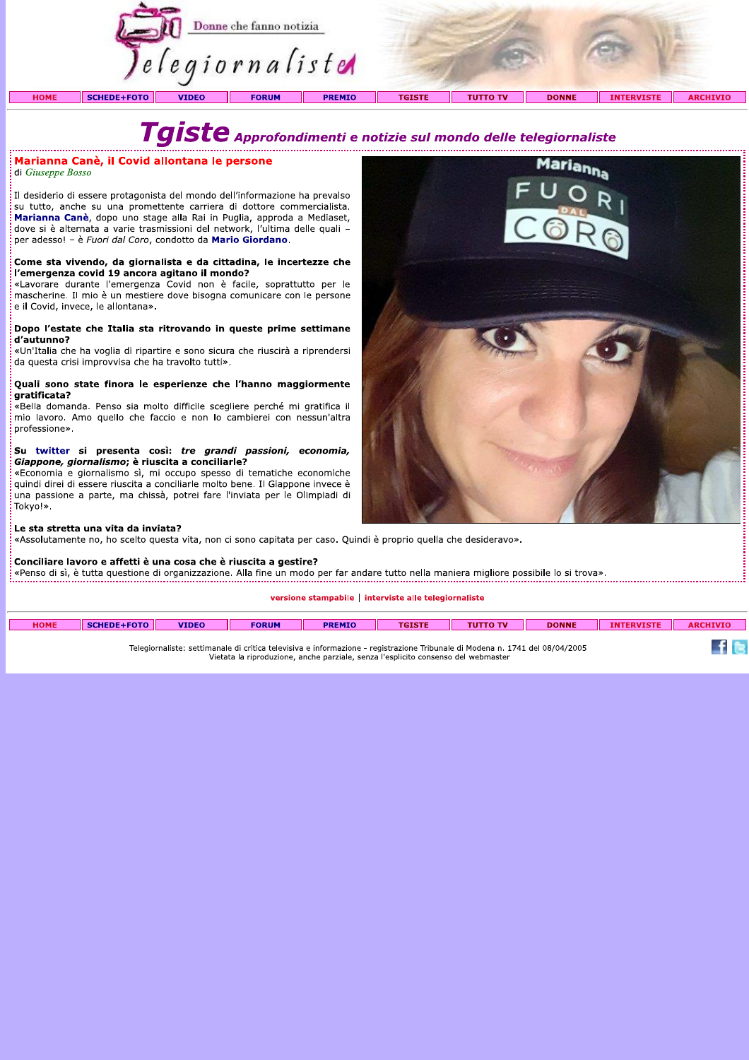Telegiornaliste

Donne che fanno notizia

HOME | SCHEDE+FOTO | VIDEO | FORUM | PREMIO | TGISTE | TUTTO TV | DONNE | INTERVISTE | ARCHIVIO

# Tgiste *Approfondimenti e notizie sul mondo delle telegiornaliste*

## Marianna Canè, il Covid allontana le persone

di *Giuseppe Bosso*

Il desiderio di essere protagonista del mondo dell'informazione ha prevalso su tutto, anche su una promettente carriera di dottore commercialista. **Marianna Canè**, dopo uno stage alla Rai in Puglia, approda a Mediaset, dove si è alternata a varie trasmissioni del network, l'ultima delle quali – per adesso! – è *Fuori dal Coro*, condotto da **Mario Giordano**.

**Come sta vivendo, da giornalista e da cittadina, le incertezze che l'emergenza covid 19 ancora agitano il mondo?**
«Lavorare durante l'emergenza Covid non è facile, soprattutto per le mascherine. Il mio è un mestiere dove bisogna comunicare con le persone e il Covid, invece, le allontana».

**Dopo l'estate che Italia sta ritrovando in queste prime settimane d'autunno?**
«Un'Italia che ha voglia di ripartire e sono sicura che riuscirà a riprendersi da questa crisi improvvisa che ha travolto tutti».

**Quali sono state finora le esperienze che l'hanno maggiormente gratificata?**
«Bella domanda. Penso sia molto difficile scegliere perché mi gratifica il mio lavoro. Amo quello che faccio e non lo cambierei con nessun'altra professione».

**Su twitter si presenta così: *tre grandi passioni, economia, Giappone, giornalismo*; è riuscita a conciliarle?**
«Economia e giornalismo sì, mi occupo spesso di tematiche economiche quindi direi di essere riuscita a conciliarle molto bene. Il Giappone invece è una passione a parte, ma chissà, potrei fare l'inviata per le Olimpiadi di Tokyo!».

**Le sta stretta una vita da inviata?**
«Assolutamente no, ho scelto questa vita, non ci sono capitata per caso. Quindi è proprio quella che desideravo».

**Conciliare lavoro e affetti è una cosa che è riuscita a gestire?**
«Penso di sì, è tutta questione di organizzazione. Alla fine un modo per far andare tutto nella maniera migliore possibile lo si trova».

versione stampabile | interviste alle telegiornaliste

HOME | SCHEDE+FOTO | VIDEO | FORUM | PREMIO | TGISTE | TUTTO TV | DONNE | INTERVISTE | ARCHIVIO

Telegiornaliste: settimanale di critica televisiva e informazione - registrazione Tribunale di Modena n. 1741 del 08/04/2005
Vietata la riproduzione, anche parziale, senza l'esplicito consenso del webmaster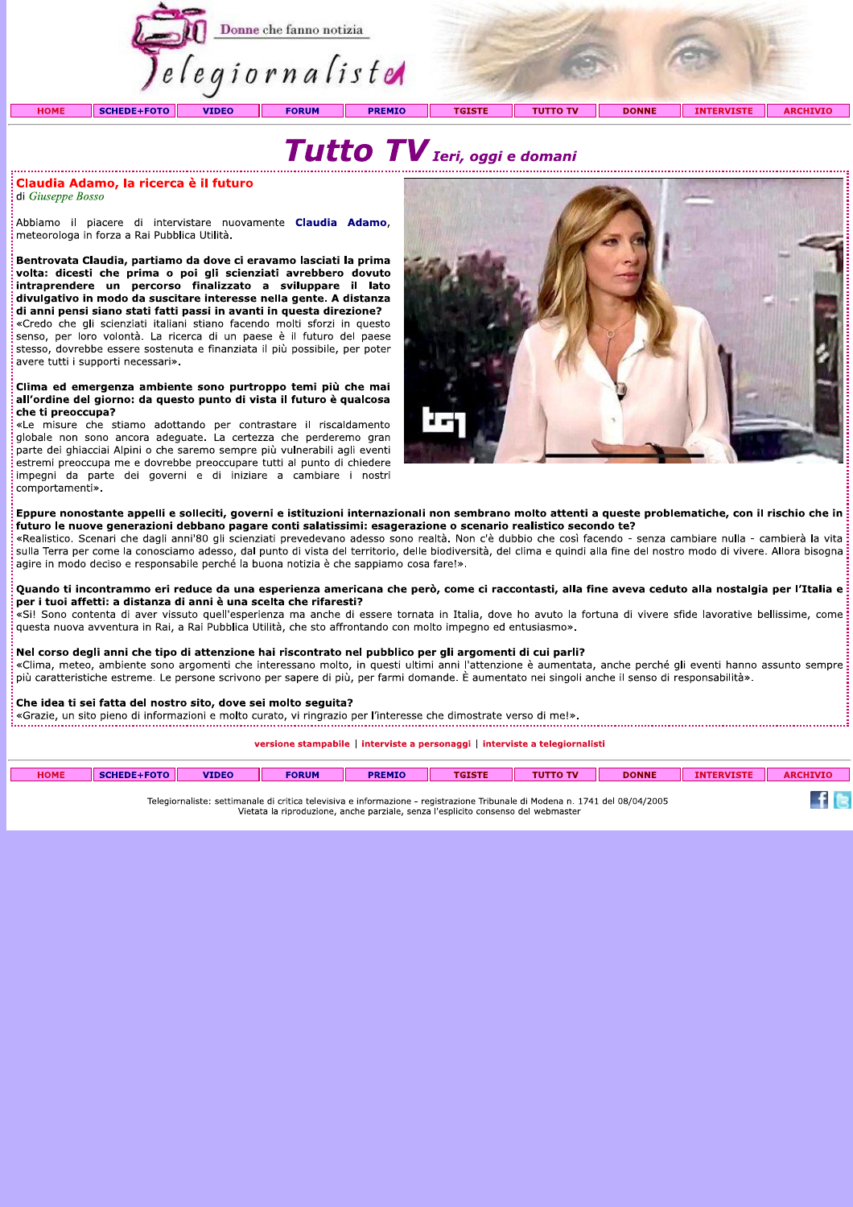# Tutto TV *Ieri, oggi e domani*

## Claudia Adamo, la ricerca è il futuro

di *Giuseppe Bosso*

Abbiamo il piacere di intervistare nuovamente **Claudia Adamo**, meteorologa in forza a Rai Pubblica Utilità.

**Bentrovata Claudia, partiamo da dove ci eravamo lasciati la prima volta: dicesti che prima o poi gli scienziati avrebbero dovuto intraprendere un percorso finalizzato a sviluppare il lato divulgativo in modo da suscitare interesse nella gente. A distanza di anni pensi siano stati fatti passi in avanti in questa direzione?**
«Credo che gli scienziati italiani stiano facendo molti sforzi in questo senso, per loro volontà. La ricerca di un paese è il futuro del paese stesso, dovrebbe essere sostenuta e finanziata il più possibile, per poter avere tutti i supporti necessari».

**Clima ed emergenza ambiente sono purtroppo temi più che mai all'ordine del giorno: da questo punto di vista il futuro è qualcosa che ti preoccupa?**
«Le misure che stiamo adottando per contrastare il riscaldamento globale non sono ancora adeguate. La certezza che perderemo gran parte dei ghiacciai Alpini o che saremo sempre più vulnerabili agli eventi estremi preoccupa me e dovrebbe preoccupare tutti al punto di chiedere impegni da parte dei governi e di iniziare a cambiare i nostri comportamenti».

**Eppure nonostante appelli e solleciti, governi e istituzioni internazionali non sembrano molto attenti a queste problematiche, con il rischio che in futuro le nuove generazioni debbano pagare conti salatissimi: esagerazione o scenario realistico secondo te?**
«Realistico. Scenari che dagli anni'80 gli scienziati prevedevano adesso sono realtà. Non c'è dubbio che così facendo - senza cambiare nulla - cambierà la vita sulla Terra per come la conosciamo adesso, dal punto di vista del territorio, delle biodiversità, del clima e quindi alla fine del nostro modo di vivere. Allora bisogna agire in modo deciso e responsabile perché la buona notizia è che sappiamo cosa fare!».

**Quando ti incontrammo eri reduce da una esperienza americana che però, come ci raccontasti, alla fine aveva ceduto alla nostalgia per l'Italia e per i tuoi affetti: a distanza di anni è una scelta che rifaresti?**
«Sì! Sono contenta di aver vissuto quell'esperienza ma anche di essere tornata in Italia, dove ho avuto la fortuna di vivere sfide lavorative bellissime, come questa nuova avventura in Rai, a Rai Pubblica Utilità, che sto affrontando con molto impegno ed entusiasmo».

**Nel corso degli anni che tipo di attenzione hai riscontrato nel pubblico per gli argomenti di cui parli?**
«Clima, meteo, ambiente sono argomenti che interessano molto, in questi ultimi anni l'attenzione è aumentata, anche perché gli eventi hanno assunto sempre più caratteristiche estreme. Le persone scrivono per sapere di più, per farmi domande. È aumentato nei singoli anche il senso di responsabilità».

**Che idea ti sei fatta del nostro sito, dove sei molto seguita?**
«Grazie, un sito pieno di informazioni e molto curato, vi ringrazio per l'interesse che dimostrate verso di me!».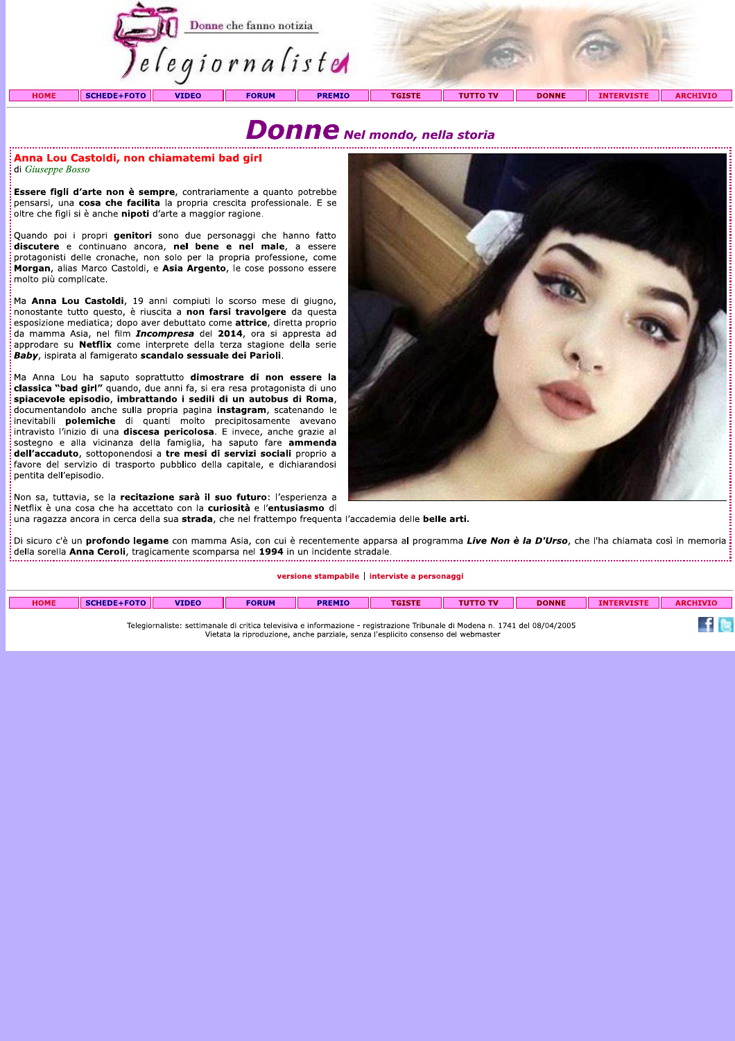# Donne *Nel mondo, nella storia*

## Anna Lou Castoldi, non chiamatemi bad girl

di *Giuseppe Bosso*

**Essere figli d'arte non è sempre**, contrariamente a quanto potrebbe pensarsi, una **cosa che facilita** la propria crescita professionale. E se oltre che figli si è anche **nipoti** d'arte a maggior ragione.

Quando poi i propri **genitori** sono due personaggi che hanno fatto **discutere** e continuano ancora, **nel bene e nel male**, a essere protagonisti delle cronache, non solo per la propria professione, come **Morgan**, alias Marco Castoldi, e **Asia Argento**, le cose possono essere molto più complicate.

Ma **Anna Lou Castoldi**, 19 anni compiuti lo scorso mese di giugno, nonostante tutto questo, è riuscita a **non farsi travolgere** da questa esposizione mediatica; dopo aver debuttato come **attrice**, diretta proprio da mamma Asia, nel film ***Incompresa*** del **2014**, ora si appresta ad approdare su **Netflix** come interprete della terza stagione della serie ***Baby***, ispirata al famigerato **scandalo sessuale dei Parioli**.

Ma Anna Lou ha saputo soprattutto **dimostrare di non essere la classica "bad girl"** quando, due anni fa, si era resa protagonista di uno **spiacevole episodio**, **imbrattando i sedili di un autobus di Roma**, documentandolo anche sulla propria pagina **instagram**, scatenando le inevitabili **polemiche** di quanti molto precipitosamente avevano intravisto l'inizio di una **discesa pericolosa**. E invece, anche grazie al sostegno e alla vicinanza della famiglia, ha saputo fare **ammenda dell'accaduto**, sottoponendosi a **tre mesi di servizi sociali** proprio a favore del servizio di trasporto pubblico della capitale, e dichiarandosi pentita dell'episodio.

Non sa, tuttavia, se la **recitazione sarà il suo futuro**: l'esperienza a Netflix è una cosa che ha accettato con la **curiosità** e l'**entusiasmo** di una ragazza ancora in cerca della sua **strada**, che nel frattempo frequenta l'accademia delle **belle arti.**

Di sicuro c'è un **profondo legame** con mamma Asia, con cui è recentemente apparsa al programma ***Live Non è la D'Urso***, che l'ha chiamata così in memoria della sorella **Anna Ceroli**, tragicamente scomparsa nel **1994** in un incidente stradale.

versione stampabile | interviste a personaggi

Telegiornaliste: settimanale di critica televisiva e informazione - registrazione Tribunale di Modena n. 1741 del 08/04/2005
Vietata la riproduzione, anche parziale, senza l'esplicito consenso del webmaster